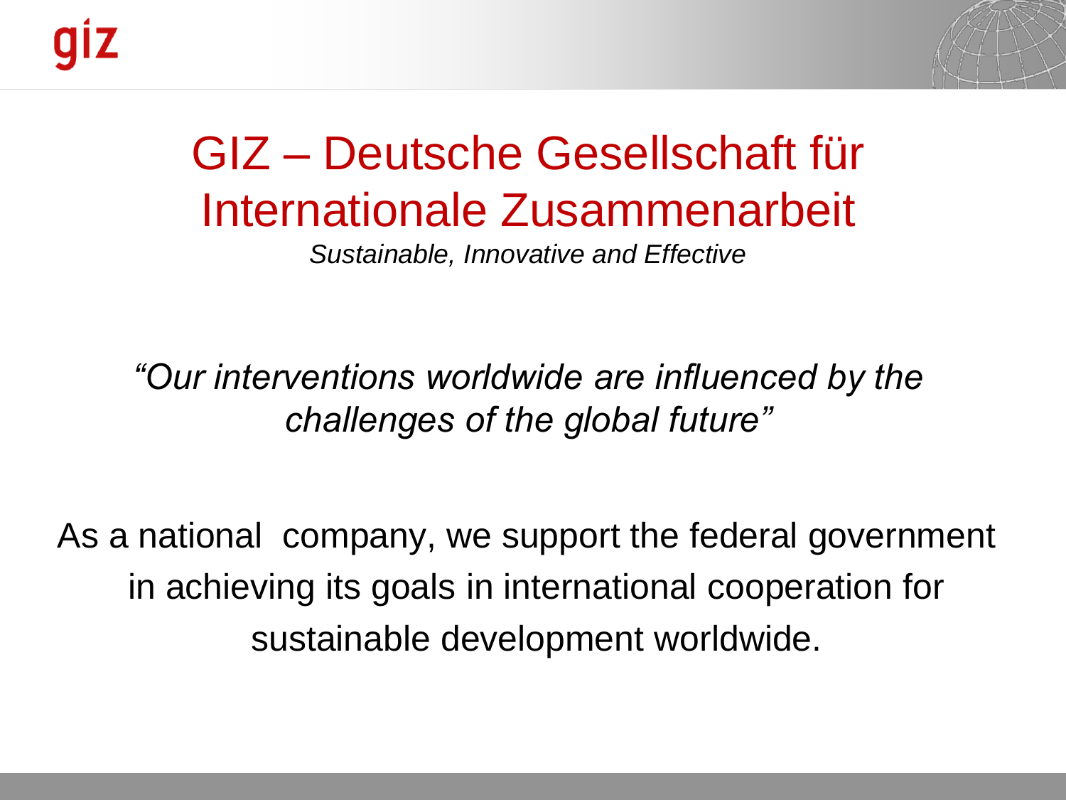# GIZ – Deutsche Gesellschaft für Internationale Zusammenarbeit

*Sustainable, Innovative and Effective*

*"Our interventions worldwide are influenced by the challenges of the global future"*

As a national company, we support the federal government in achieving its goals in international cooperation for sustainable development worldwide.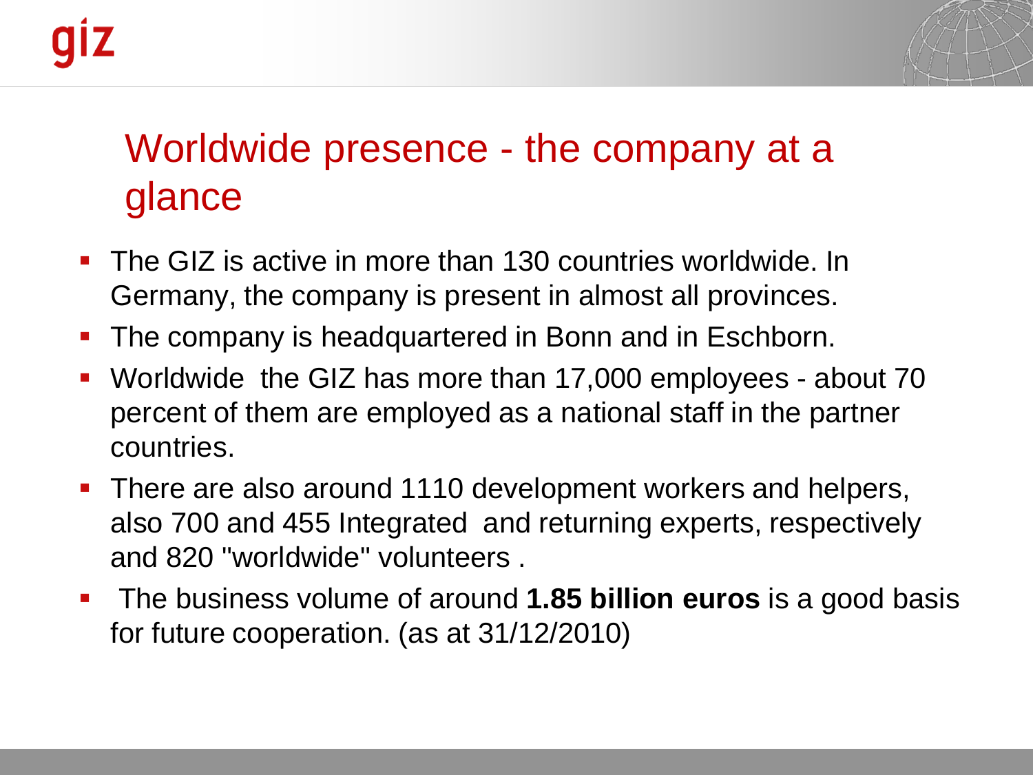# Worldwide presence - the company at a glance

- The GIZ is active in more than 130 countries worldwide. In Germany, the company is present in almost all provinces.
- The company is headquartered in Bonn and in Eschborn.
- Worldwide the GIZ has more than 17,000 employees - about 70 percent of them are employed as a national staff in the partner countries.
- There are also around 1110 development workers and helpers, also 700 and 455 Integrated and returning experts, respectively and 820 "worldwide" volunteers .
- The business volume of around **1.85 billion euros** is a good basis for future cooperation. (as at 31/12/2010)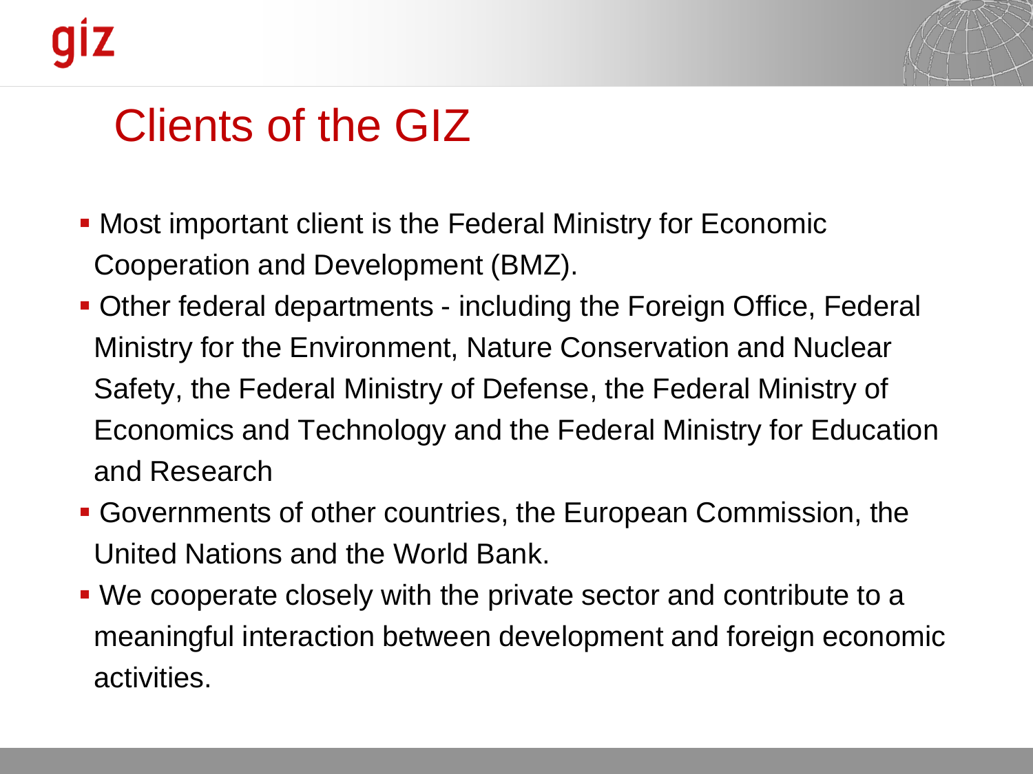# Clients of the GIZ

- Most important client is the Federal Ministry for Economic Cooperation and Development (BMZ).
- Other federal departments - including the Foreign Office, Federal Ministry for the Environment, Nature Conservation and Nuclear Safety, the Federal Ministry of Defense, the Federal Ministry of Economics and Technology and the Federal Ministry for Education and Research
- Governments of other countries, the European Commission, the United Nations and the World Bank.
- We cooperate closely with the private sector and contribute to a meaningful interaction between development and foreign economic activities.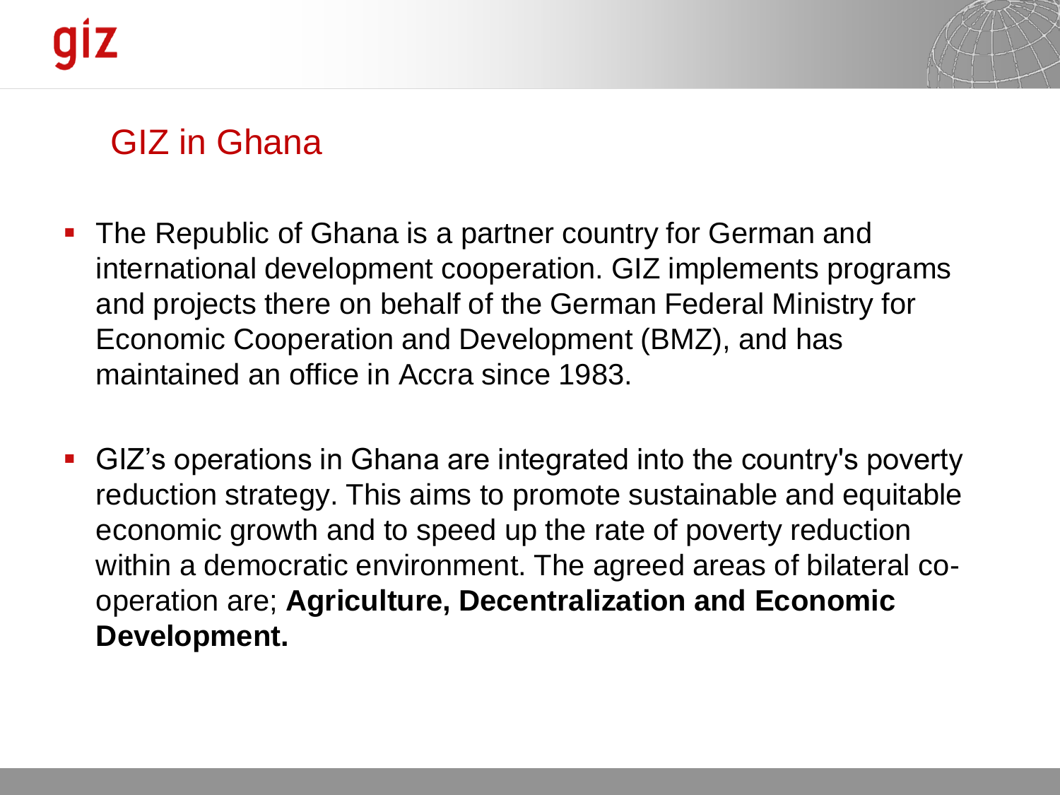## GIZ in Ghana

- The Republic of Ghana is a partner country for German and international development cooperation. GIZ implements programs and projects there on behalf of the German Federal Ministry for Economic Cooperation and Development (BMZ), and has maintained an office in Accra since 1983.

- GIZ's operations in Ghana are integrated into the country's poverty reduction strategy. This aims to promote sustainable and equitable economic growth and to speed up the rate of poverty reduction within a democratic environment. The agreed areas of bilateral co-operation are; **Agriculture, Decentralization and Economic Development.**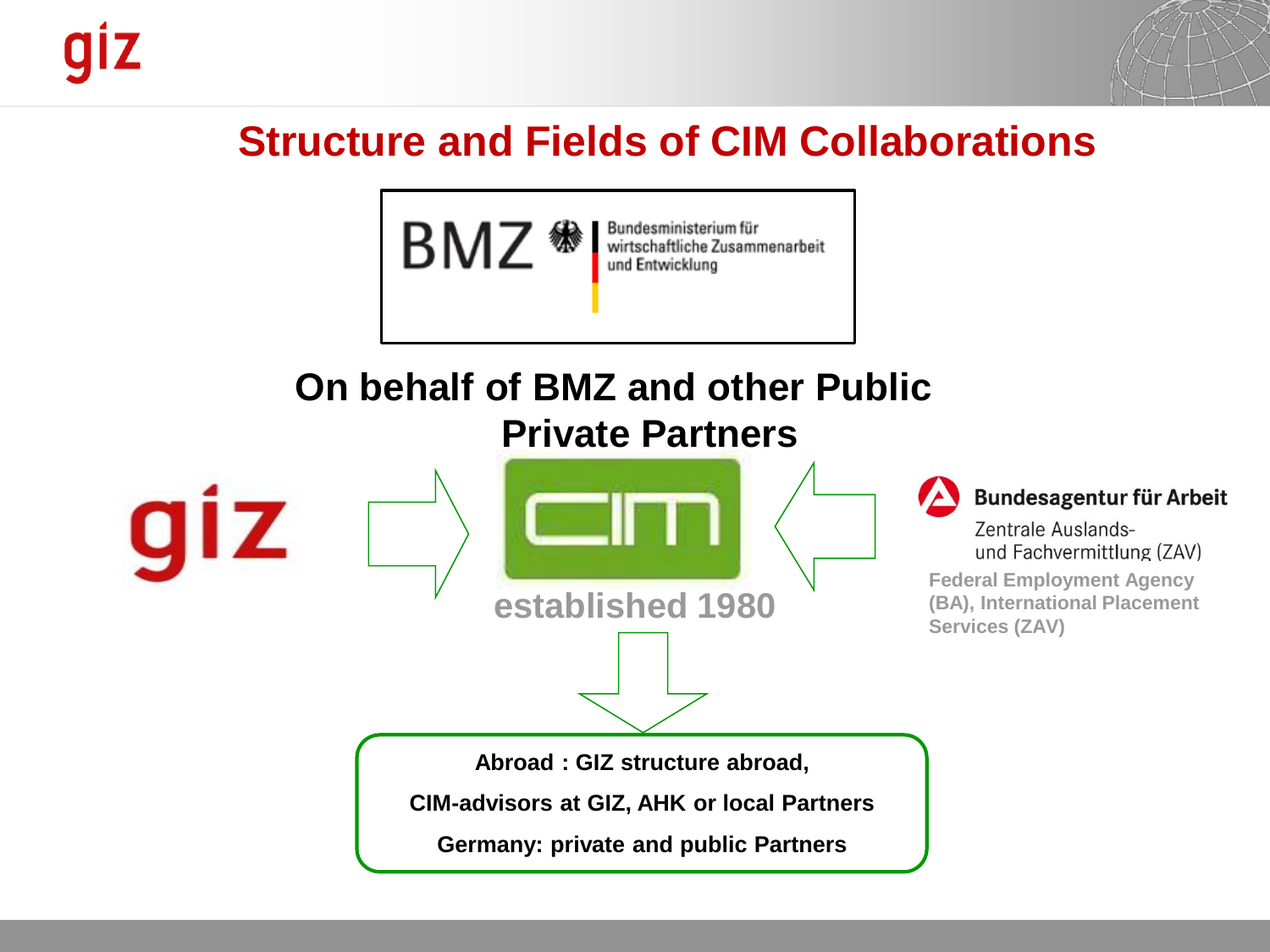# Structure and Fields of CIM Collaborations

BMZ Bundesministerium für wirtschaftliche Zusammenarbeit und Entwicklung

**On behalf of BMZ and other Public Private Partners**

giz

cim

established 1980

**Bundesagentur für Arbeit**

Zentrale Auslands- und Fachvermittlung (ZAV)

Federal Employment Agency (BA), International Placement Services (ZAV)

**Abroad : GIZ structure abroad,**

**CIM-advisors at GIZ, AHK or local Partners**

**Germany: private and public Partners**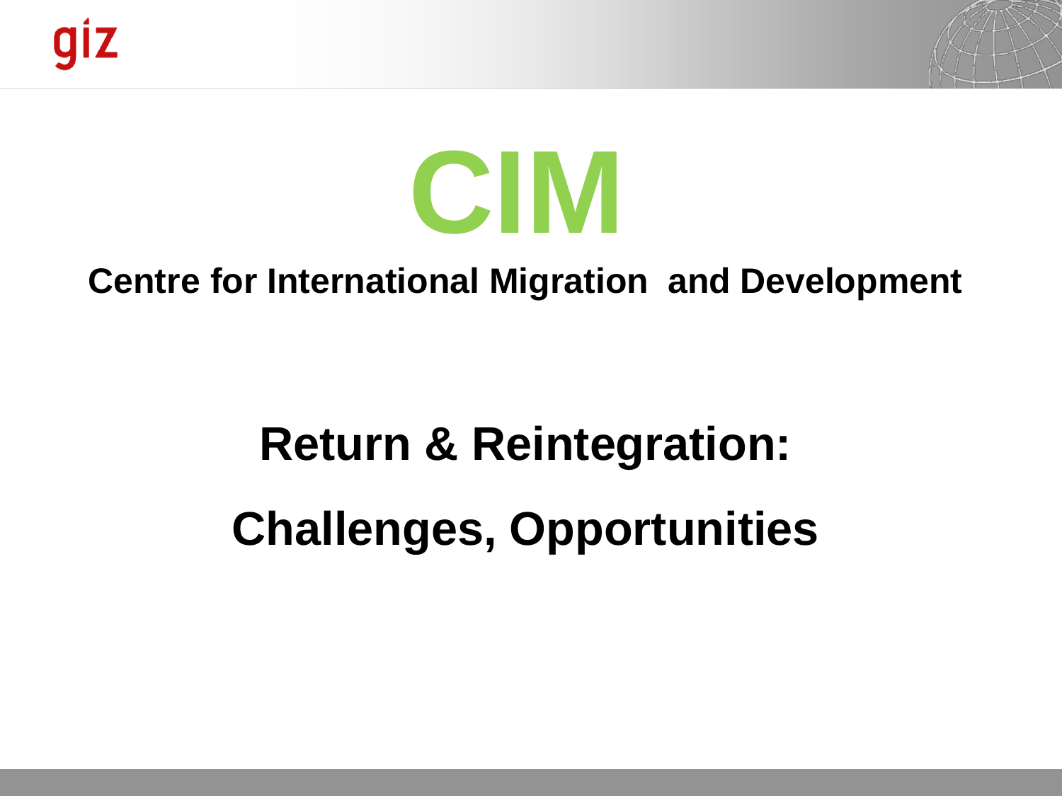# CIM

**Centre for International Migration and Development**

## Return & Reintegration:

## Challenges, Opportunities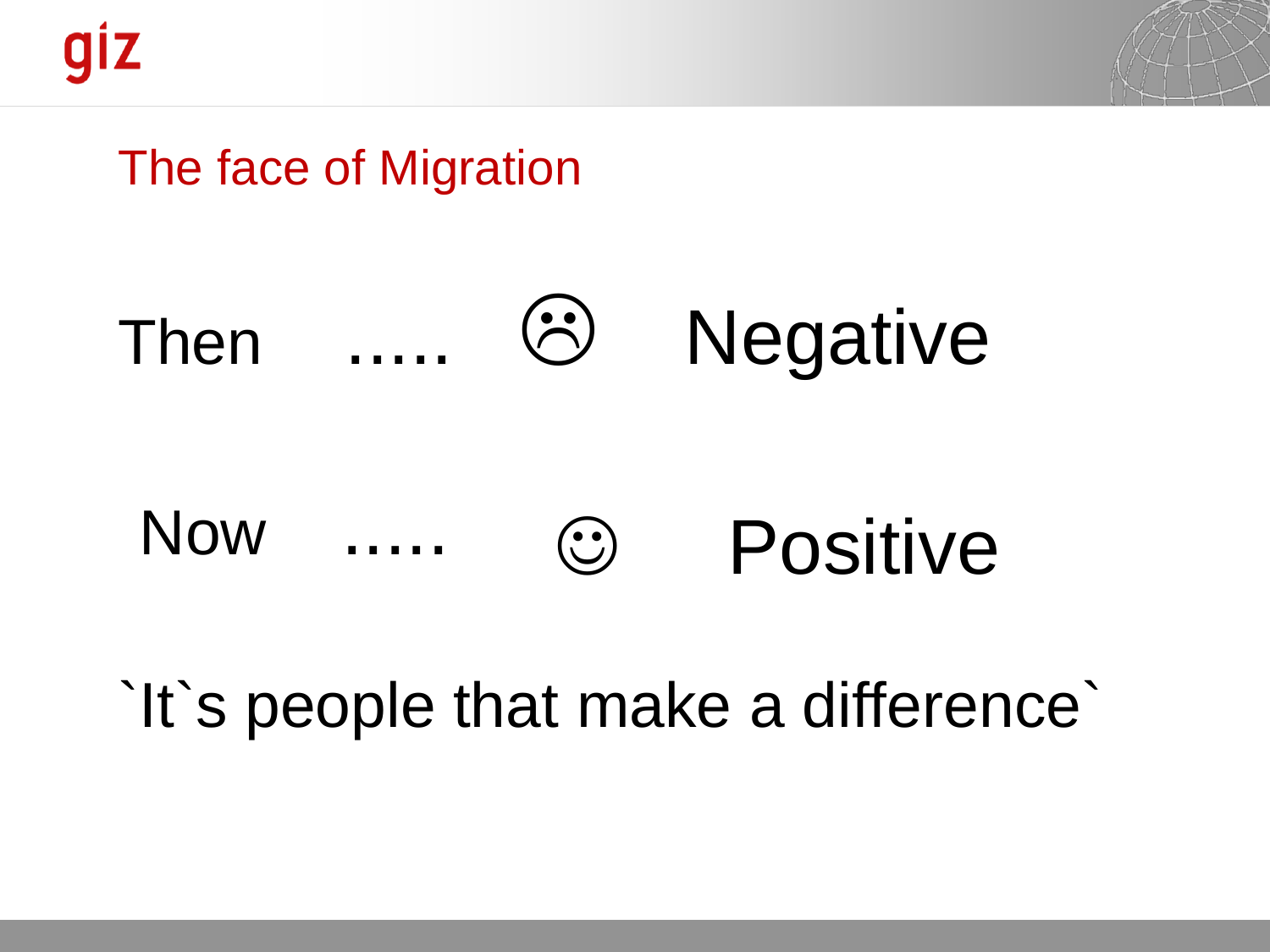## The face of Migration

Then ..... ☹ Negative

Now ..... ☺ Positive

`It`s people that make a difference`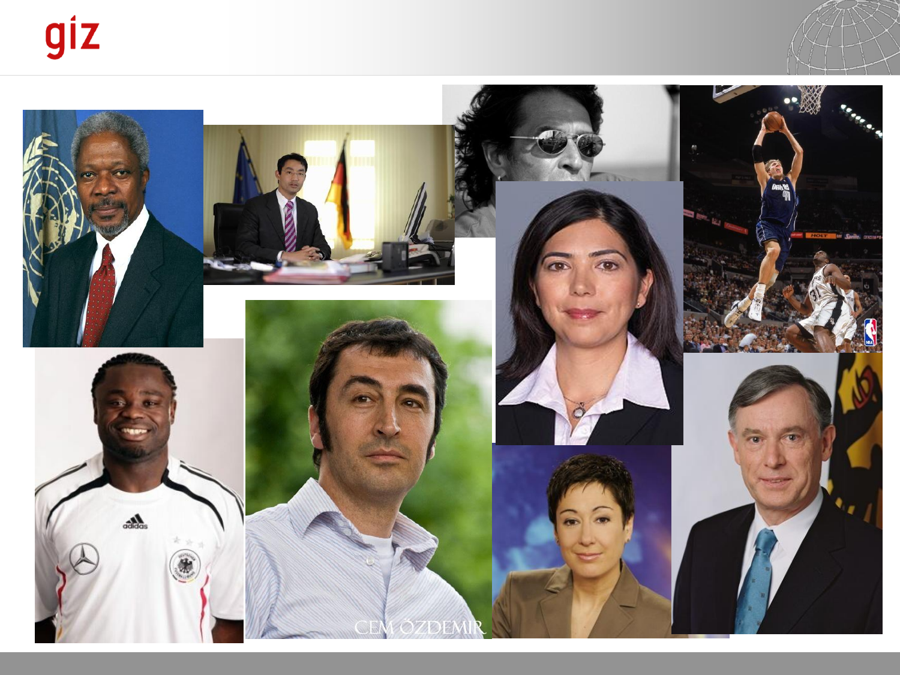CEM ÖZDEMIR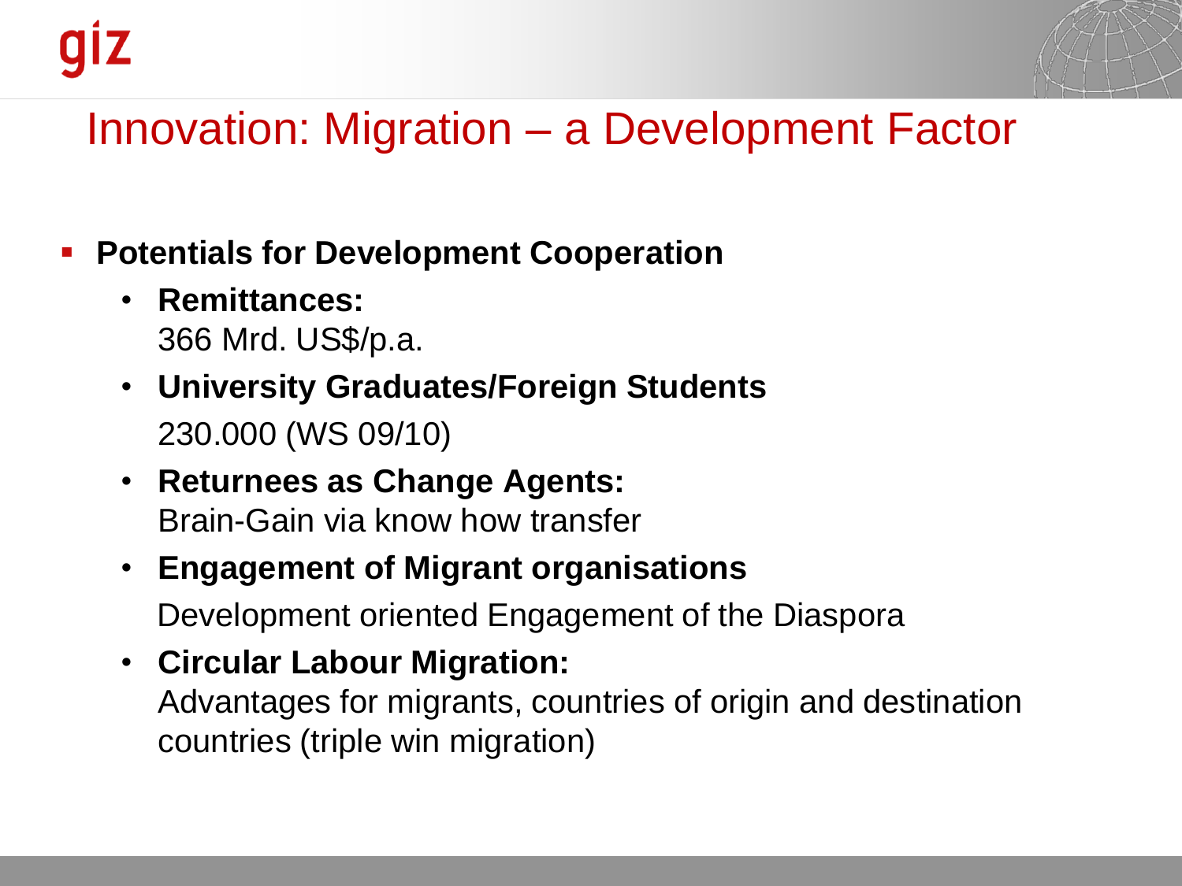# Innovation: Migration – a Development Factor

- **Potentials for Development Cooperation**
  - **Remittances:**
    366 Mrd. US$/p.a.
  - **University Graduates/Foreign Students**
    230.000 (WS 09/10)
  - **Returnees as Change Agents:**
    Brain-Gain via know how transfer
  - **Engagement of Migrant organisations**
    Development oriented Engagement of the Diaspora
  - **Circular Labour Migration:**
    Advantages for migrants, countries of origin and destination countries (triple win migration)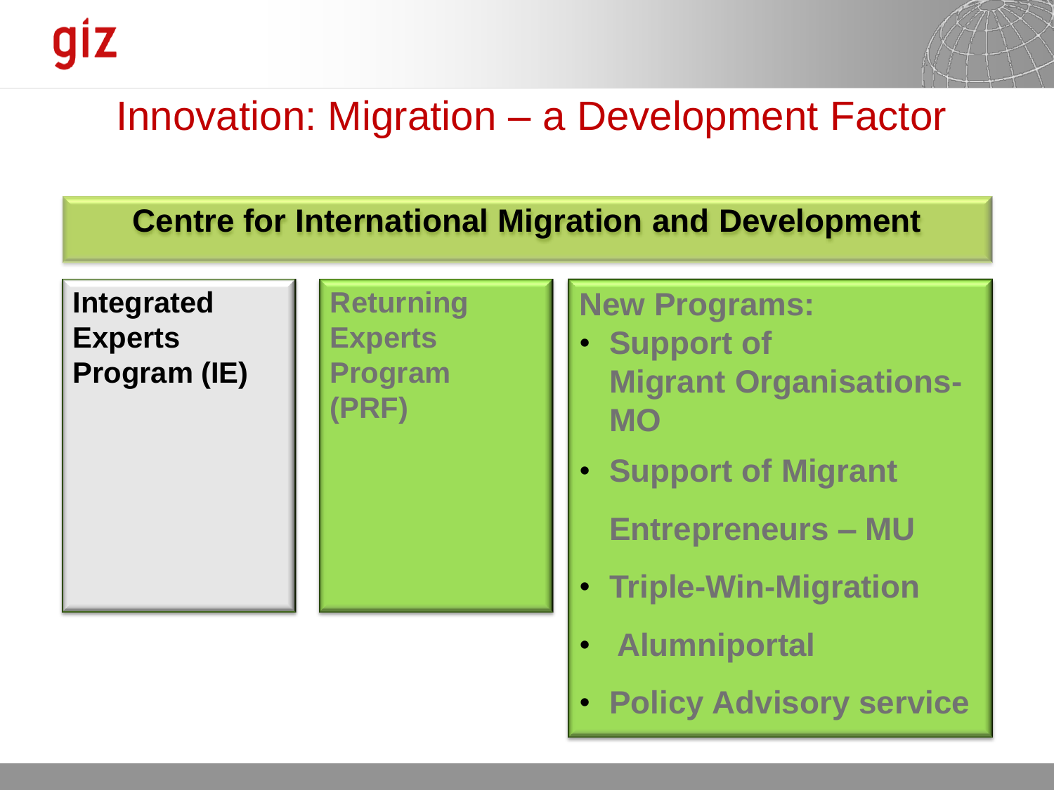# Innovation: Migration – a Development Factor

## Centre for International Migration and Development

**Integrated Experts Program (IE)**

**Returning Experts Program (PRF)**

**New Programs:**

- **Support of Migrant Organisations- MO**
- **Support of Migrant Entrepreneurs – MU**
- **Triple-Win-Migration**
- **Alumniportal**
- **Policy Advisory service**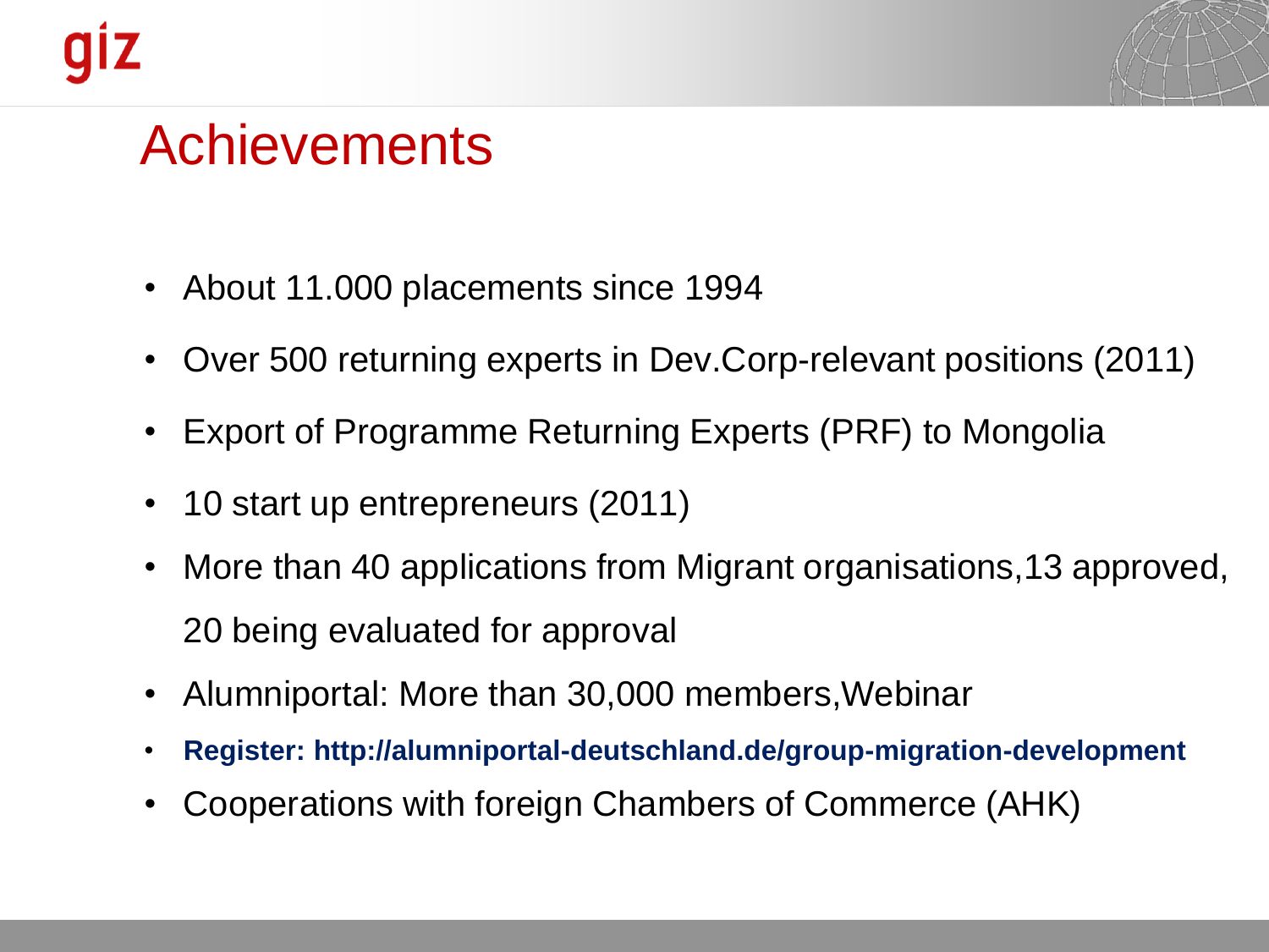# Achievements

- About 11.000 placements since 1994
- Over 500 returning experts in Dev.Corp-relevant positions (2011)
- Export of Programme Returning Experts (PRF) to Mongolia
- 10 start up entrepreneurs (2011)
- More than 40 applications from Migrant organisations,13 approved, 20 being evaluated for approval
- Alumniportal: More than 30,000 members,Webinar
- **Register: http://alumniportal-deutschland.de/group-migration-development**
- Cooperations with foreign Chambers of Commerce (AHK)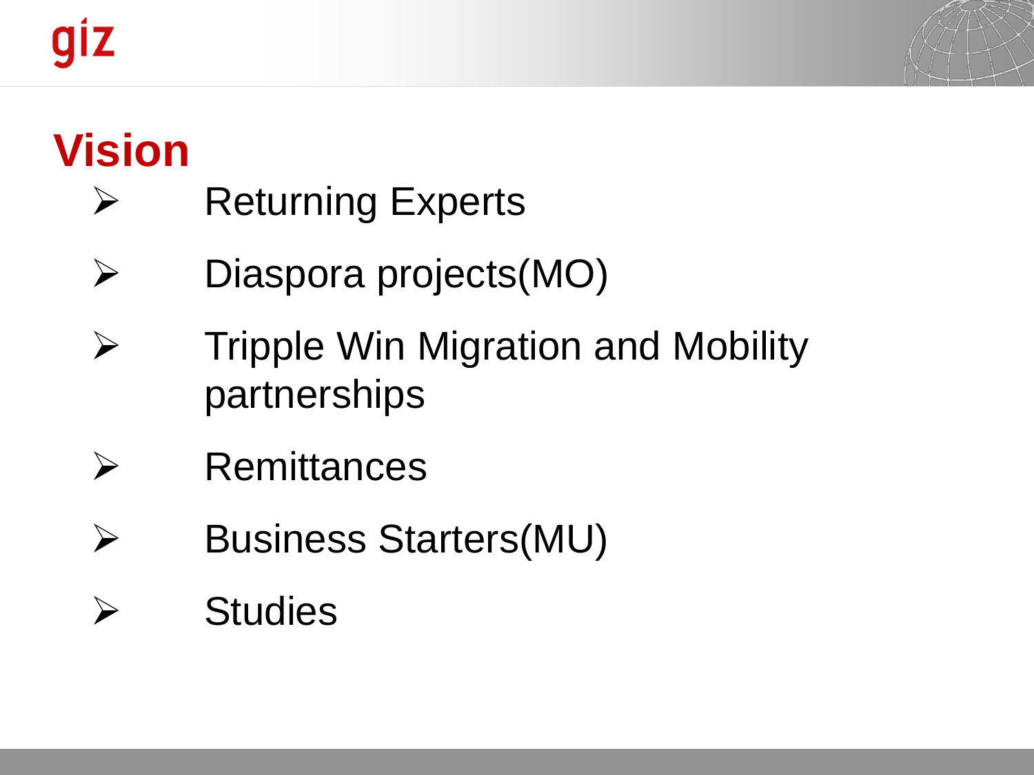# Vision

- Returning Experts
- Diaspora projects(MO)
- Tripple Win Migration and Mobility partnerships
- Remittances
- Business Starters(MU)
- Studies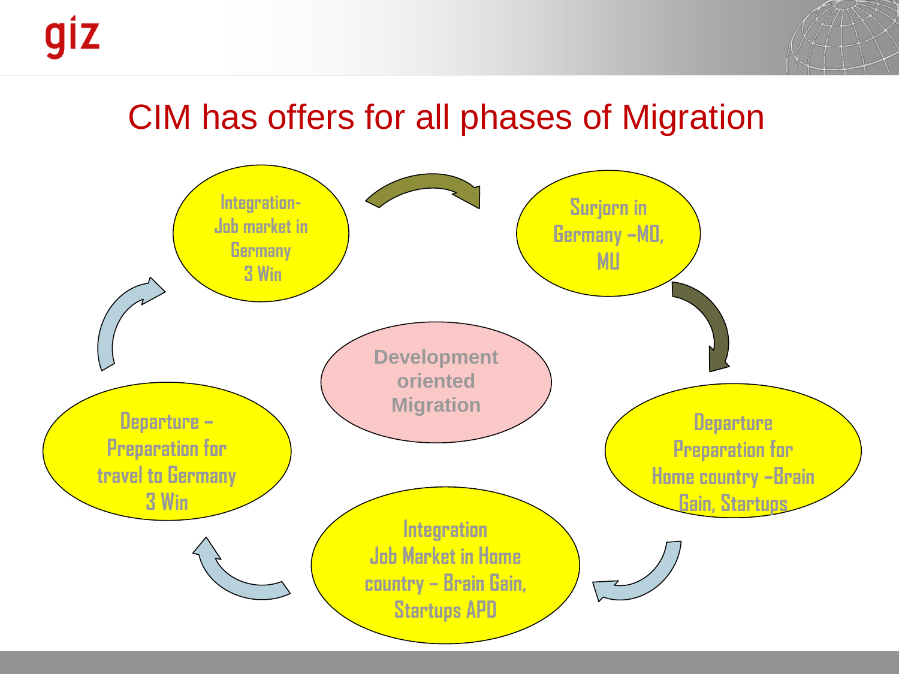# CIM has offers for all phases of Migration

Integration- Job market in Germany 3 Win

Surjorn in Germany –MD, MU

Departure Preparation for Home country –Brain Gain, Startups

Integration Job Market in Home country – Brain Gain, Startups APD

Departure – Preparation for travel to Germany 3 Win

**Development oriented Migration**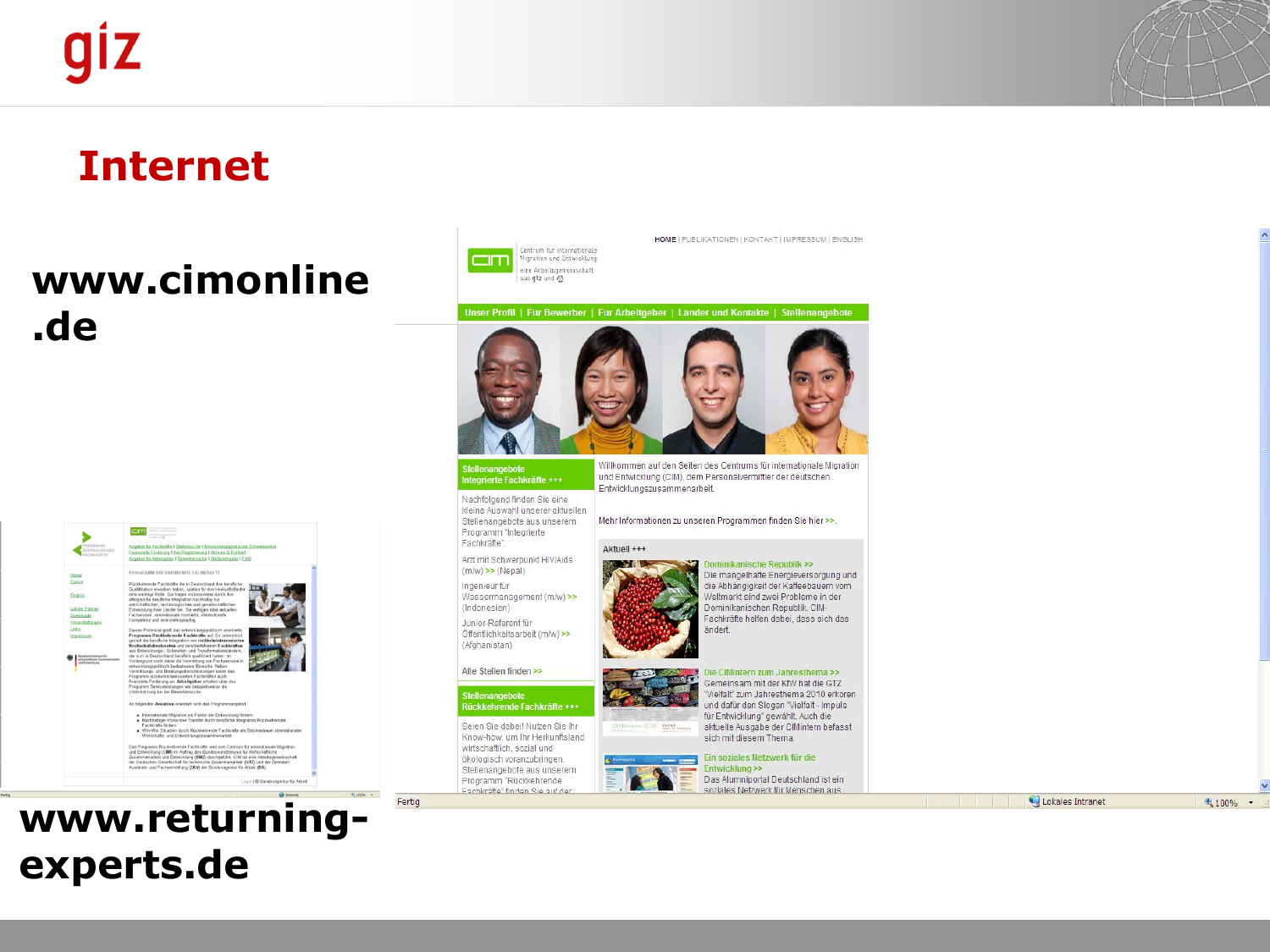# Internet

**www.cimonline.de**

**www.returning-experts.de**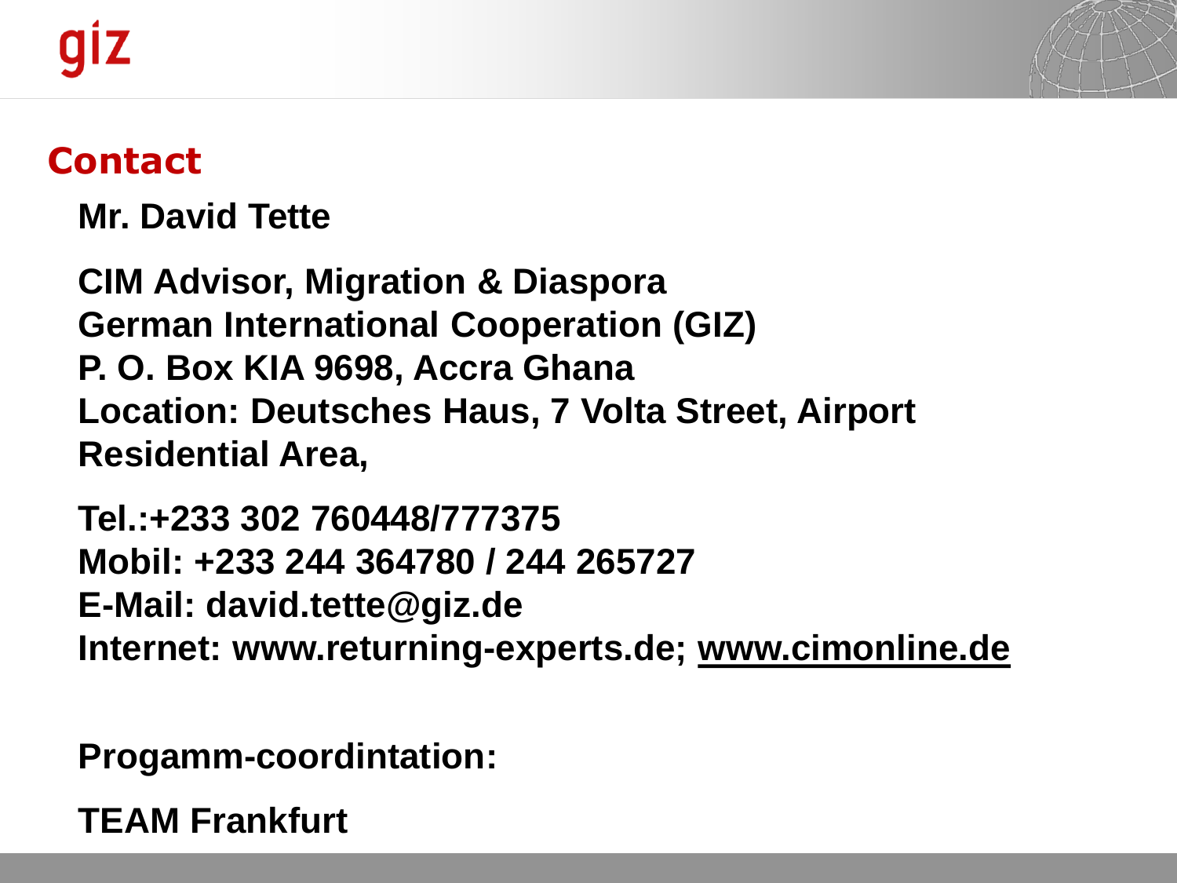## Contact

**Mr. David Tette**

**CIM Advisor, Migration & Diaspora**
**German International Cooperation (GIZ)**
**P. O. Box KIA 9698, Accra Ghana**
**Location: Deutsches Haus, 7 Volta Street, Airport Residential Area,**

**Tel.:+233 302 760448/777375**
**Mobil: +233 244 364780 / 244 265727**
**E-Mail: david.tette@giz.de**
**Internet: www.returning-experts.de; www.cimonline.de**

**Progamm-coordintation:**

**TEAM Frankfurt**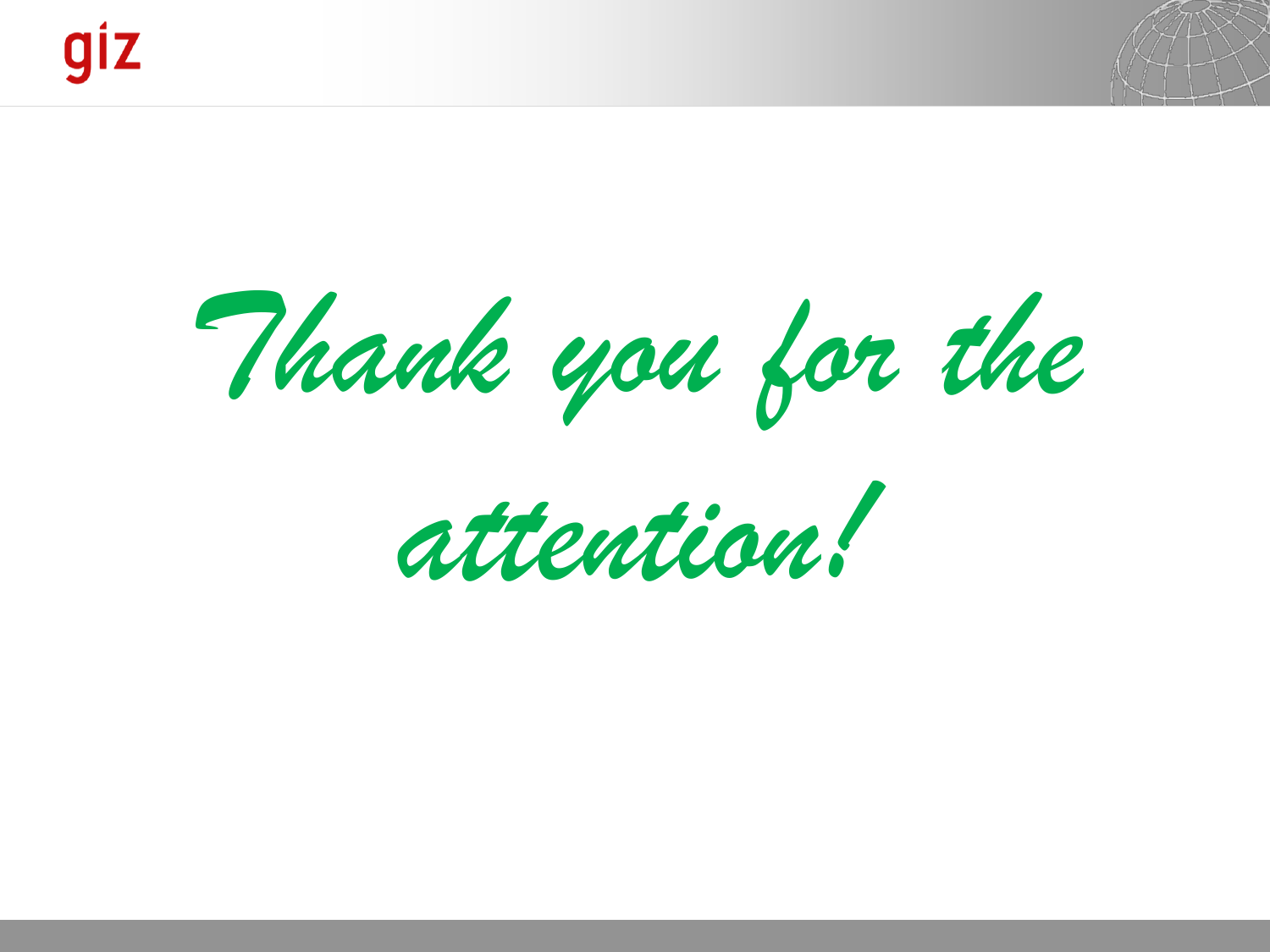*Thank you for the attention!*